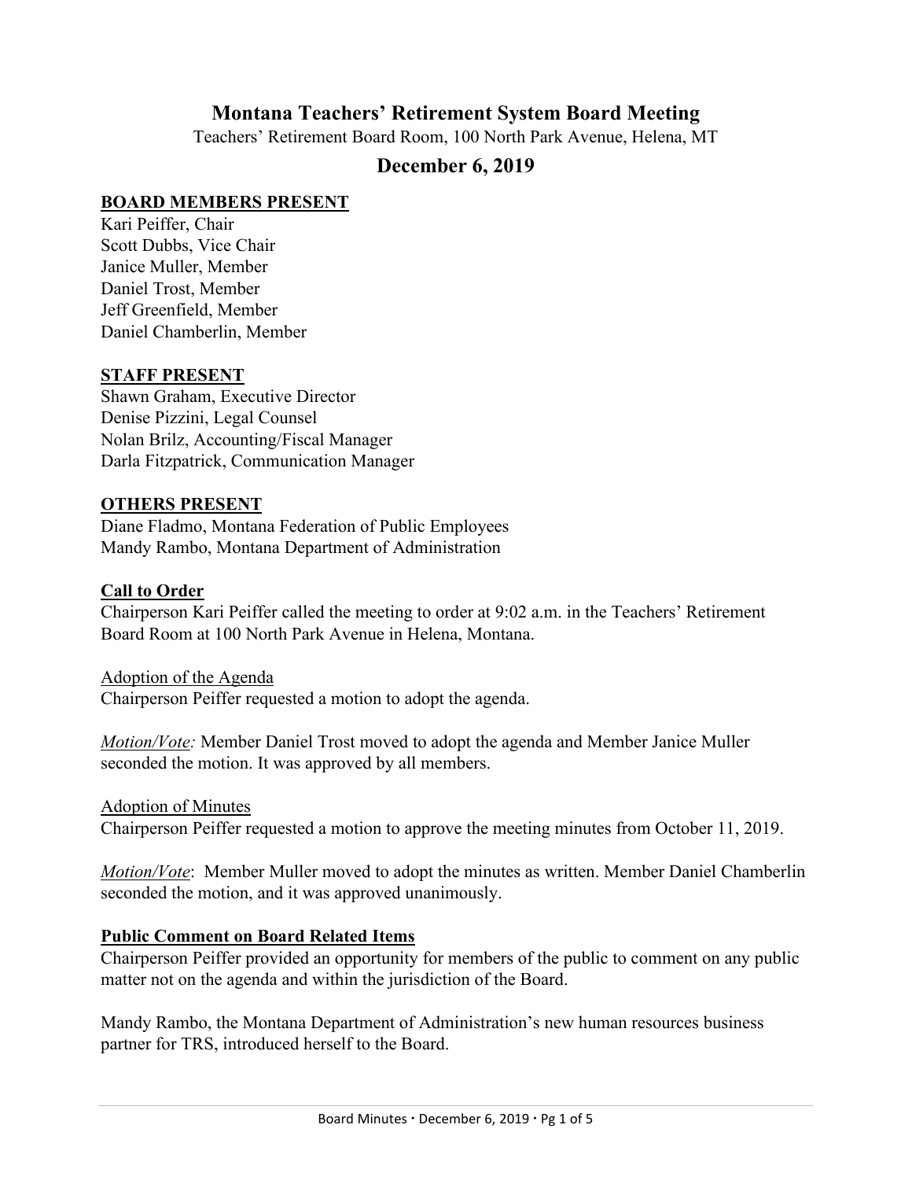# Montana Teachers' Retirement System Board Meeting

Teachers' Retirement Board Room, 100 North Park Avenue, Helena, MT

## December 6, 2019

**BOARD MEMBERS PRESENT**

Kari Peiffer, Chair
Scott Dubbs, Vice Chair
Janice Muller, Member
Daniel Trost, Member
Jeff Greenfield, Member
Daniel Chamberlin, Member

**STAFF PRESENT**

Shawn Graham, Executive Director
Denise Pizzini, Legal Counsel
Nolan Brilz, Accounting/Fiscal Manager
Darla Fitzpatrick, Communication Manager

**OTHERS PRESENT**

Diane Fladmo, Montana Federation of Public Employees
Mandy Rambo, Montana Department of Administration

**Call to Order**

Chairperson Kari Peiffer called the meeting to order at 9:02 a.m. in the Teachers' Retirement Board Room at 100 North Park Avenue in Helena, Montana.

Adoption of the Agenda

Chairperson Peiffer requested a motion to adopt the agenda.

*Motion/Vote:* Member Daniel Trost moved to adopt the agenda and Member Janice Muller seconded the motion. It was approved by all members.

Adoption of Minutes

Chairperson Peiffer requested a motion to approve the meeting minutes from October 11, 2019.

*Motion/Vote*: Member Muller moved to adopt the minutes as written. Member Daniel Chamberlin seconded the motion, and it was approved unanimously.

**Public Comment on Board Related Items**

Chairperson Peiffer provided an opportunity for members of the public to comment on any public matter not on the agenda and within the jurisdiction of the Board.

Mandy Rambo, the Montana Department of Administration's new human resources business partner for TRS, introduced herself to the Board.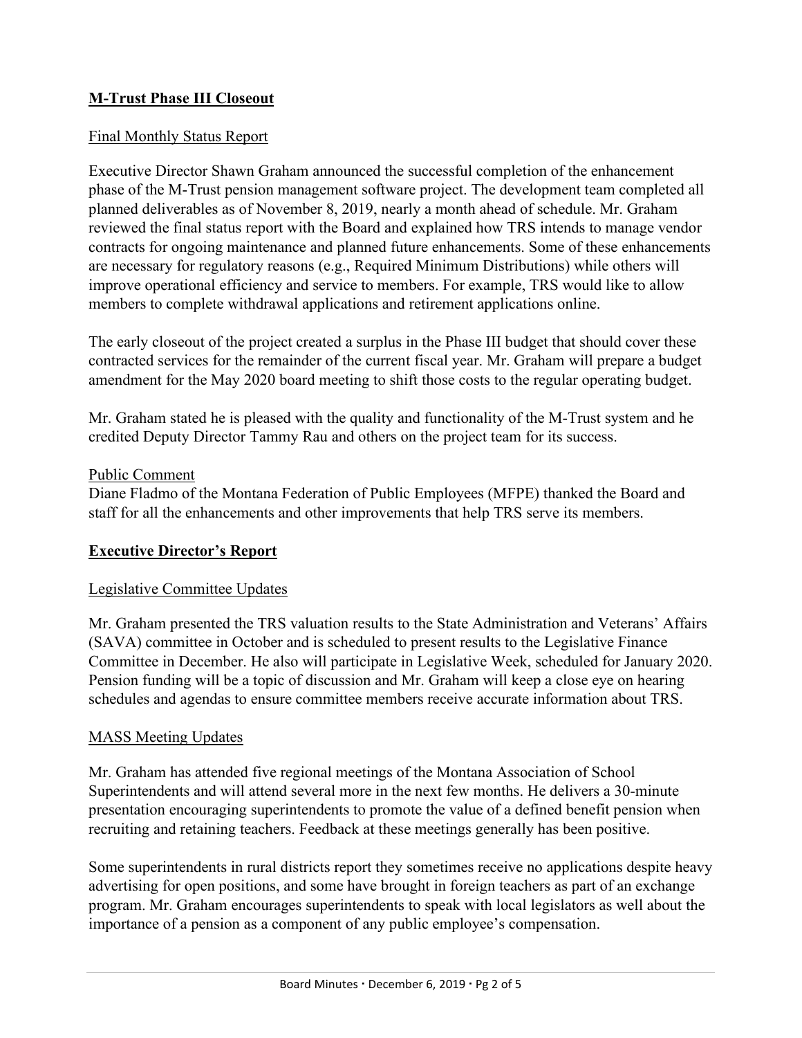## **M-Trust Phase III Closeout**

### Final Monthly Status Report

Executive Director Shawn Graham announced the successful completion of the enhancement phase of the M-Trust pension management software project. The development team completed all planned deliverables as of November 8, 2019, nearly a month ahead of schedule. Mr. Graham reviewed the final status report with the Board and explained how TRS intends to manage vendor contracts for ongoing maintenance and planned future enhancements. Some of these enhancements are necessary for regulatory reasons (e.g., Required Minimum Distributions) while others will improve operational efficiency and service to members. For example, TRS would like to allow members to complete withdrawal applications and retirement applications online.

The early closeout of the project created a surplus in the Phase III budget that should cover these contracted services for the remainder of the current fiscal year. Mr. Graham will prepare a budget amendment for the May 2020 board meeting to shift those costs to the regular operating budget.

Mr. Graham stated he is pleased with the quality and functionality of the M-Trust system and he credited Deputy Director Tammy Rau and others on the project team for its success.

### Public Comment

Diane Fladmo of the Montana Federation of Public Employees (MFPE) thanked the Board and staff for all the enhancements and other improvements that help TRS serve its members.

## **Executive Director's Report**

### Legislative Committee Updates

Mr. Graham presented the TRS valuation results to the State Administration and Veterans' Affairs (SAVA) committee in October and is scheduled to present results to the Legislative Finance Committee in December. He also will participate in Legislative Week, scheduled for January 2020. Pension funding will be a topic of discussion and Mr. Graham will keep a close eye on hearing schedules and agendas to ensure committee members receive accurate information about TRS.

### MASS Meeting Updates

Mr. Graham has attended five regional meetings of the Montana Association of School Superintendents and will attend several more in the next few months. He delivers a 30-minute presentation encouraging superintendents to promote the value of a defined benefit pension when recruiting and retaining teachers. Feedback at these meetings generally has been positive.

Some superintendents in rural districts report they sometimes receive no applications despite heavy advertising for open positions, and some have brought in foreign teachers as part of an exchange program. Mr. Graham encourages superintendents to speak with local legislators as well about the importance of a pension as a component of any public employee's compensation.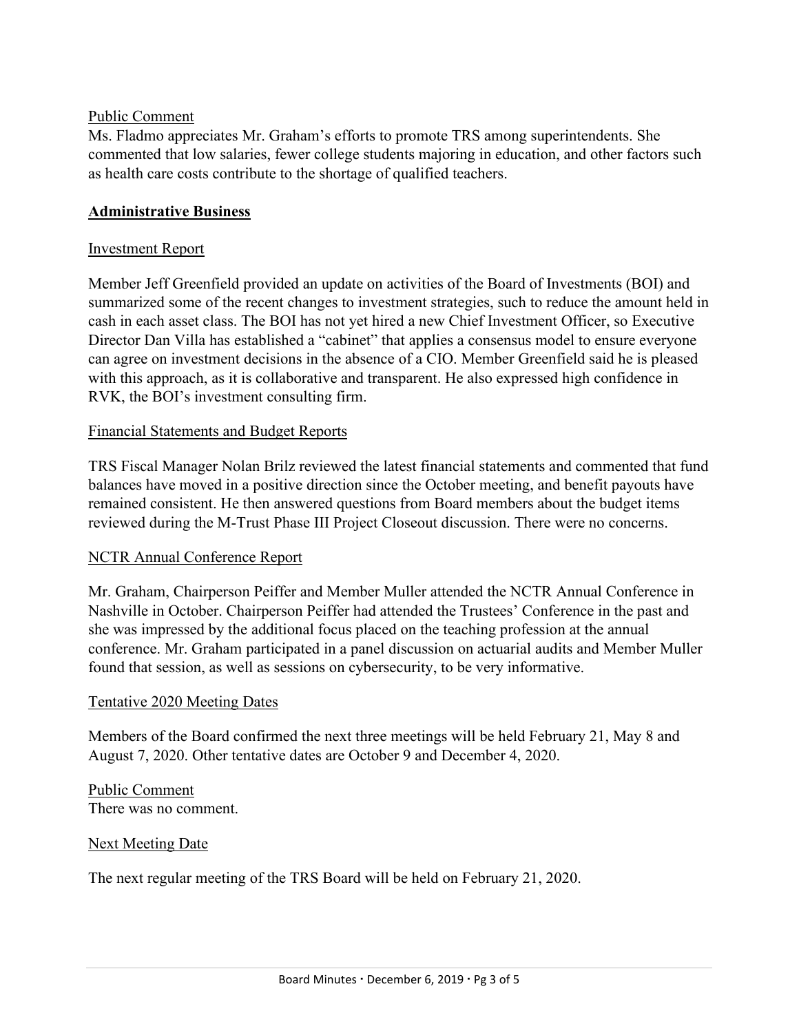Public Comment

Ms. Fladmo appreciates Mr. Graham's efforts to promote TRS among superintendents. She commented that low salaries, fewer college students majoring in education, and other factors such as health care costs contribute to the shortage of qualified teachers.

## Administrative Business

Investment Report

Member Jeff Greenfield provided an update on activities of the Board of Investments (BOI) and summarized some of the recent changes to investment strategies, such to reduce the amount held in cash in each asset class. The BOI has not yet hired a new Chief Investment Officer, so Executive Director Dan Villa has established a "cabinet" that applies a consensus model to ensure everyone can agree on investment decisions in the absence of a CIO. Member Greenfield said he is pleased with this approach, as it is collaborative and transparent. He also expressed high confidence in RVK, the BOI's investment consulting firm.

Financial Statements and Budget Reports

TRS Fiscal Manager Nolan Brilz reviewed the latest financial statements and commented that fund balances have moved in a positive direction since the October meeting, and benefit payouts have remained consistent. He then answered questions from Board members about the budget items reviewed during the M-Trust Phase III Project Closeout discussion. There were no concerns.

NCTR Annual Conference Report

Mr. Graham, Chairperson Peiffer and Member Muller attended the NCTR Annual Conference in Nashville in October. Chairperson Peiffer had attended the Trustees' Conference in the past and she was impressed by the additional focus placed on the teaching profession at the annual conference. Mr. Graham participated in a panel discussion on actuarial audits and Member Muller found that session, as well as sessions on cybersecurity, to be very informative.

Tentative 2020 Meeting Dates

Members of the Board confirmed the next three meetings will be held February 21, May 8 and August 7, 2020. Other tentative dates are October 9 and December 4, 2020.

Public Comment

There was no comment.

Next Meeting Date

The next regular meeting of the TRS Board will be held on February 21, 2020.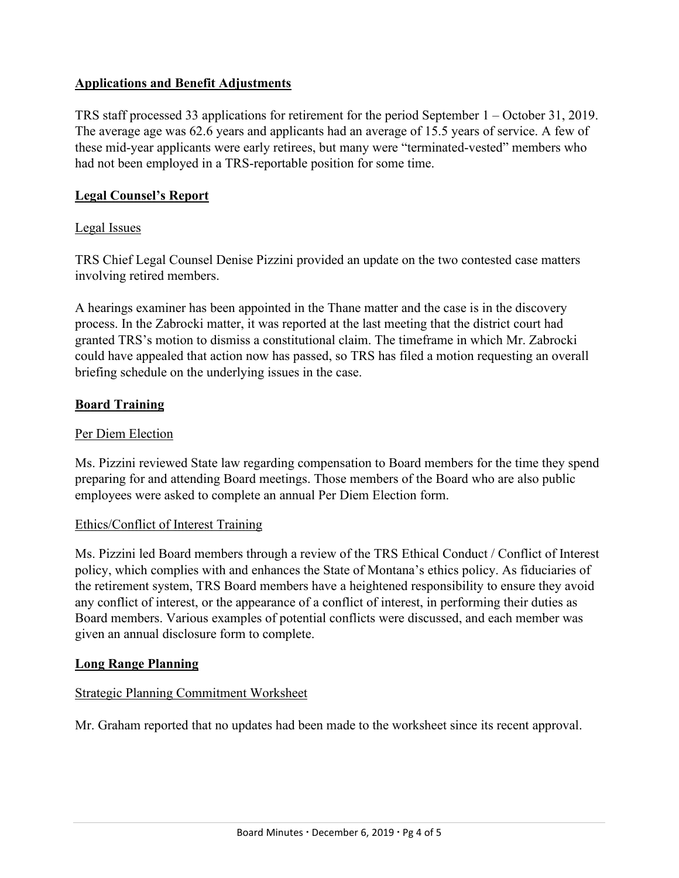## Applications and Benefit Adjustments

TRS staff processed 33 applications for retirement for the period September 1 – October 31, 2019. The average age was 62.6 years and applicants had an average of 15.5 years of service. A few of these mid-year applicants were early retirees, but many were "terminated-vested" members who had not been employed in a TRS-reportable position for some time.

## Legal Counsel's Report

### Legal Issues

TRS Chief Legal Counsel Denise Pizzini provided an update on the two contested case matters involving retired members.

A hearings examiner has been appointed in the Thane matter and the case is in the discovery process. In the Zabrocki matter, it was reported at the last meeting that the district court had granted TRS's motion to dismiss a constitutional claim. The timeframe in which Mr. Zabrocki could have appealed that action now has passed, so TRS has filed a motion requesting an overall briefing schedule on the underlying issues in the case.

## Board Training

### Per Diem Election

Ms. Pizzini reviewed State law regarding compensation to Board members for the time they spend preparing for and attending Board meetings. Those members of the Board who are also public employees were asked to complete an annual Per Diem Election form.

### Ethics/Conflict of Interest Training

Ms. Pizzini led Board members through a review of the TRS Ethical Conduct / Conflict of Interest policy, which complies with and enhances the State of Montana's ethics policy. As fiduciaries of the retirement system, TRS Board members have a heightened responsibility to ensure they avoid any conflict of interest, or the appearance of a conflict of interest, in performing their duties as Board members. Various examples of potential conflicts were discussed, and each member was given an annual disclosure form to complete.

## Long Range Planning

### Strategic Planning Commitment Worksheet

Mr. Graham reported that no updates had been made to the worksheet since its recent approval.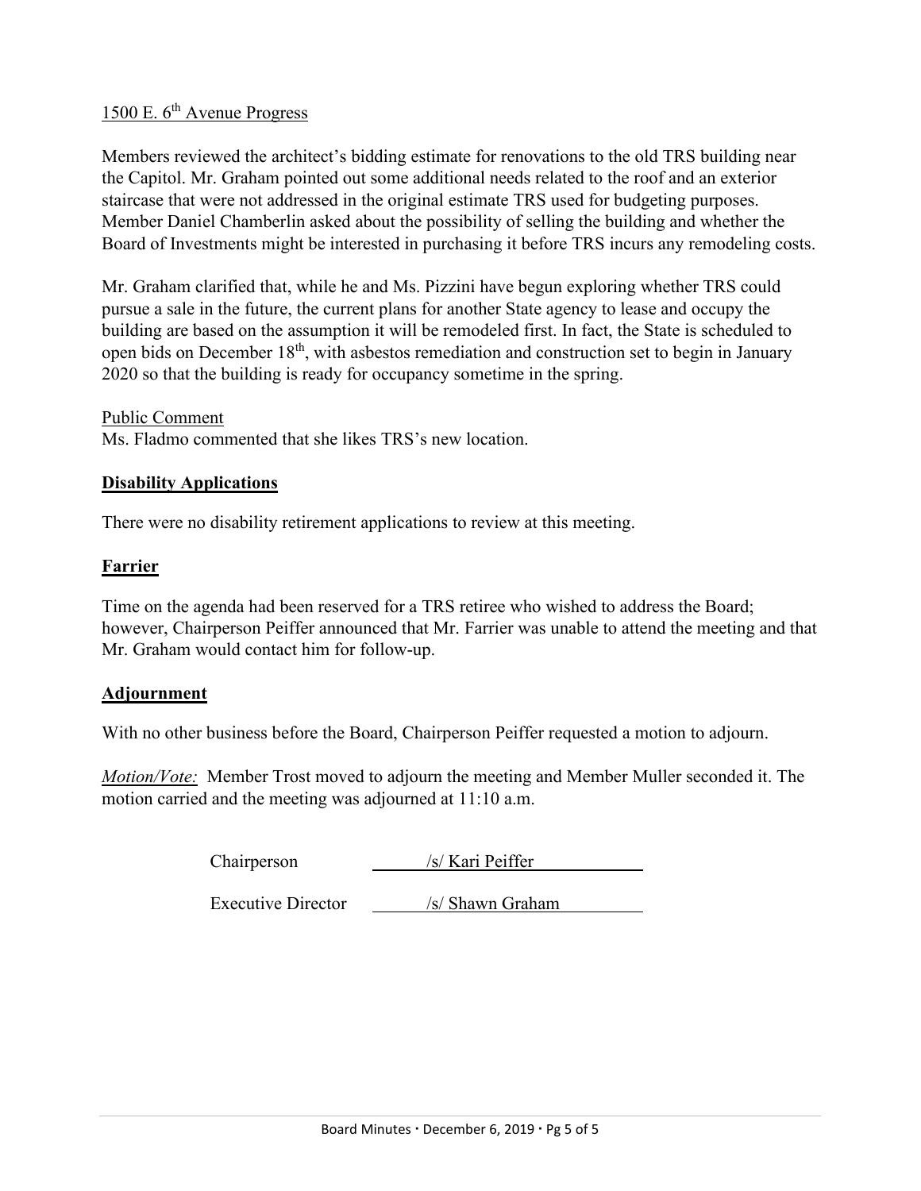1500 E. 6th Avenue Progress

Members reviewed the architect's bidding estimate for renovations to the old TRS building near the Capitol. Mr. Graham pointed out some additional needs related to the roof and an exterior staircase that were not addressed in the original estimate TRS used for budgeting purposes. Member Daniel Chamberlin asked about the possibility of selling the building and whether the Board of Investments might be interested in purchasing it before TRS incurs any remodeling costs.

Mr. Graham clarified that, while he and Ms. Pizzini have begun exploring whether TRS could pursue a sale in the future, the current plans for another State agency to lease and occupy the building are based on the assumption it will be remodeled first. In fact, the State is scheduled to open bids on December 18th, with asbestos remediation and construction set to begin in January 2020 so that the building is ready for occupancy sometime in the spring.

Public Comment

Ms. Fladmo commented that she likes TRS's new location.

## **Disability Applications**

There were no disability retirement applications to review at this meeting.

## **Farrier**

Time on the agenda had been reserved for a TRS retiree who wished to address the Board; however, Chairperson Peiffer announced that Mr. Farrier was unable to attend the meeting and that Mr. Graham would contact him for follow-up.

## **Adjournment**

With no other business before the Board, Chairperson Peiffer requested a motion to adjourn.

*Motion/Vote:* Member Trost moved to adjourn the meeting and Member Muller seconded it. The motion carried and the meeting was adjourned at 11:10 a.m.

Chairperson /s/ Kari Peiffer

Executive Director /s/ Shawn Graham